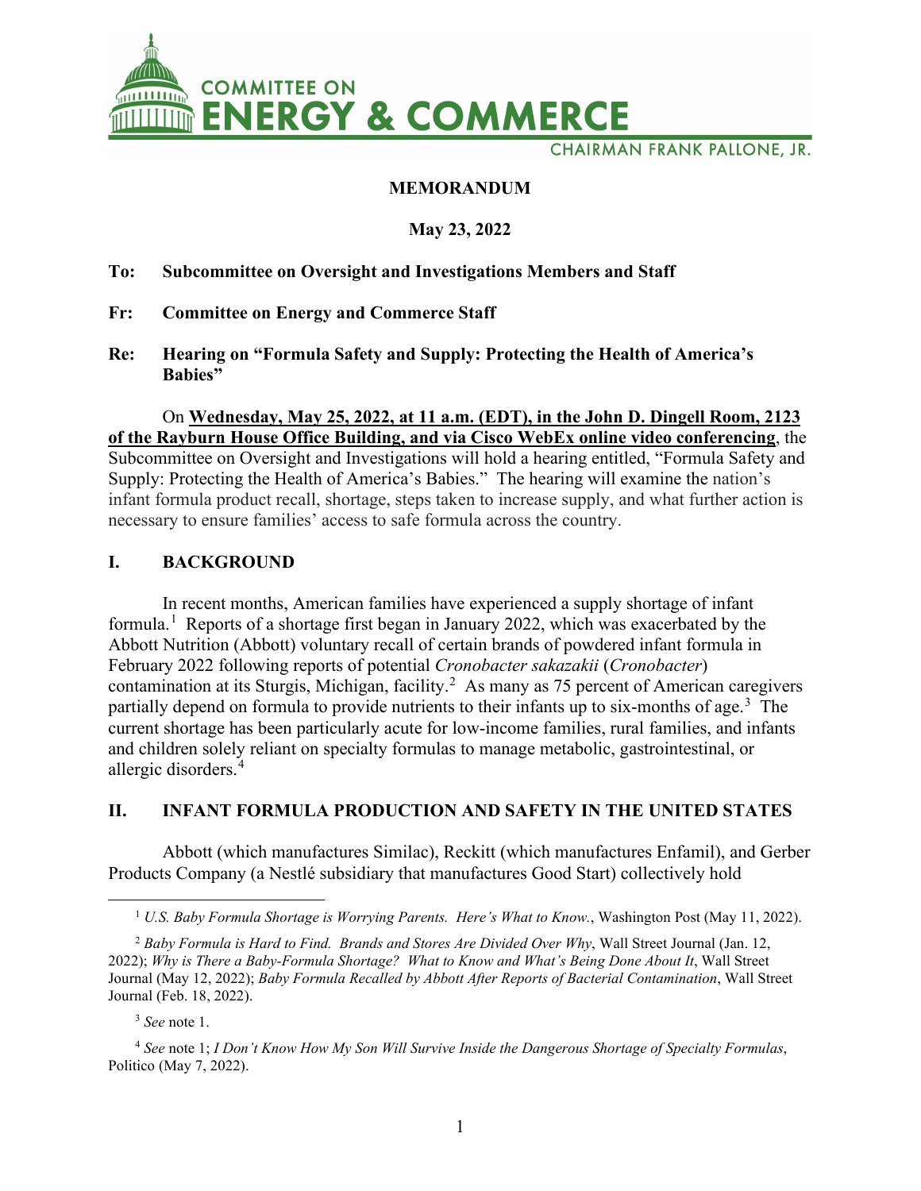COMMITTEE ON
# ENERGY & COMMERCE

CHAIRMAN FRANK PALLONE, JR.

**MEMORANDUM**

**May 23, 2022**

**To: Subcommittee on Oversight and Investigations Members and Staff**

**Fr: Committee on Energy and Commerce Staff**

**Re: Hearing on "Formula Safety and Supply: Protecting the Health of America's Babies"**

On **Wednesday, May 25, 2022, at 11 a.m. (EDT), in the John D. Dingell Room, 2123 of the Rayburn House Office Building, and via Cisco WebEx online video conferencing**, the Subcommittee on Oversight and Investigations will hold a hearing entitled, "Formula Safety and Supply: Protecting the Health of America's Babies." The hearing will examine the nation's infant formula product recall, shortage, steps taken to increase supply, and what further action is necessary to ensure families' access to safe formula across the country.

## I. BACKGROUND

In recent months, American families have experienced a supply shortage of infant formula.[1] Reports of a shortage first began in January 2022, which was exacerbated by the Abbott Nutrition (Abbott) voluntary recall of certain brands of powdered infant formula in February 2022 following reports of potential *Cronobacter sakazakii* (*Cronobacter*) contamination at its Sturgis, Michigan, facility.[2] As many as 75 percent of American caregivers partially depend on formula to provide nutrients to their infants up to six-months of age.[3] The current shortage has been particularly acute for low-income families, rural families, and infants and children solely reliant on specialty formulas to manage metabolic, gastrointestinal, or allergic disorders.[4]

## II. INFANT FORMULA PRODUCTION AND SAFETY IN THE UNITED STATES

Abbott (which manufactures Similac), Reckitt (which manufactures Enfamil), and Gerber Products Company (a Nestlé subsidiary that manufactures Good Start) collectively hold

---

[1] *U.S. Baby Formula Shortage is Worrying Parents. Here's What to Know.*, Washington Post (May 11, 2022).

[2] *Baby Formula is Hard to Find. Brands and Stores Are Divided Over Why*, Wall Street Journal (Jan. 12, 2022); *Why is There a Baby-Formula Shortage? What to Know and What's Being Done About It*, Wall Street Journal (May 12, 2022); *Baby Formula Recalled by Abbott After Reports of Bacterial Contamination*, Wall Street Journal (Feb. 18, 2022).

[3] *See* note 1.

[4] *See* note 1; *I Don't Know How My Son Will Survive Inside the Dangerous Shortage of Specialty Formulas*, Politico (May 7, 2022).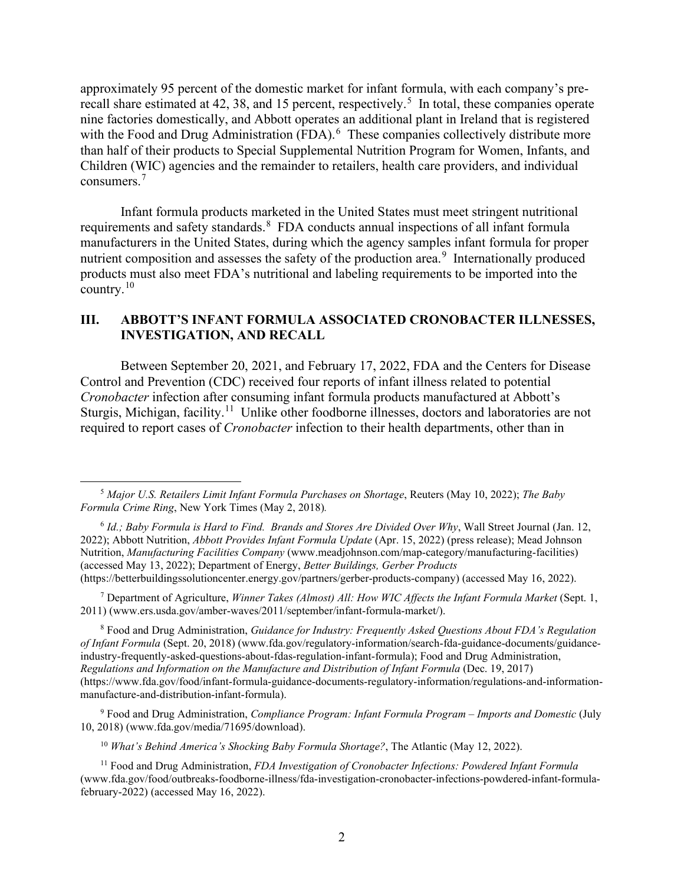approximately 95 percent of the domestic market for infant formula, with each company's pre-recall share estimated at 42, 38, and 15 percent, respectively.[5] In total, these companies operate nine factories domestically, and Abbott operates an additional plant in Ireland that is registered with the Food and Drug Administration (FDA).[6] These companies collectively distribute more than half of their products to Special Supplemental Nutrition Program for Women, Infants, and Children (WIC) agencies and the remainder to retailers, health care providers, and individual consumers.[7]

Infant formula products marketed in the United States must meet stringent nutritional requirements and safety standards.[8] FDA conducts annual inspections of all infant formula manufacturers in the United States, during which the agency samples infant formula for proper nutrient composition and assesses the safety of the production area.[9] Internationally produced products must also meet FDA's nutritional and labeling requirements to be imported into the country.[10]

## III. ABBOTT'S INFANT FORMULA ASSOCIATED CRONOBACTER ILLNESSES, INVESTIGATION, AND RECALL

Between September 20, 2021, and February 17, 2022, FDA and the Centers for Disease Control and Prevention (CDC) received four reports of infant illness related to potential *Cronobacter* infection after consuming infant formula products manufactured at Abbott's Sturgis, Michigan, facility.[11] Unlike other foodborne illnesses, doctors and laboratories are not required to report cases of *Cronobacter* infection to their health departments, other than in

---

[5] *Major U.S. Retailers Limit Infant Formula Purchases on Shortage*, Reuters (May 10, 2022); *The Baby Formula Crime Ring*, New York Times (May 2, 2018).

[6] *Id.; Baby Formula is Hard to Find. Brands and Stores Are Divided Over Why*, Wall Street Journal (Jan. 12, 2022); Abbott Nutrition, *Abbott Provides Infant Formula Update* (Apr. 15, 2022) (press release); Mead Johnson Nutrition, *Manufacturing Facilities Company* (www.meadjohnson.com/map-category/manufacturing-facilities) (accessed May 13, 2022); Department of Energy, *Better Buildings, Gerber Products* (https://betterbuildingssolutioncenter.energy.gov/partners/gerber-products-company) (accessed May 16, 2022).

[7] Department of Agriculture, *Winner Takes (Almost) All: How WIC Affects the Infant Formula Market* (Sept. 1, 2011) (www.ers.usda.gov/amber-waves/2011/september/infant-formula-market/).

[8] Food and Drug Administration, *Guidance for Industry: Frequently Asked Questions About FDA's Regulation of Infant Formula* (Sept. 20, 2018) (www.fda.gov/regulatory-information/search-fda-guidance-documents/guidance-industry-frequently-asked-questions-about-fdas-regulation-infant-formula); Food and Drug Administration, *Regulations and Information on the Manufacture and Distribution of Infant Formula* (Dec. 19, 2017) (https://www.fda.gov/food/infant-formula-guidance-documents-regulatory-information/regulations-and-information-manufacture-and-distribution-infant-formula).

[9] Food and Drug Administration, *Compliance Program: Infant Formula Program – Imports and Domestic* (July 10, 2018) (www.fda.gov/media/71695/download).

[10] *What's Behind America's Shocking Baby Formula Shortage?*, The Atlantic (May 12, 2022).

[11] Food and Drug Administration, *FDA Investigation of Cronobacter Infections: Powdered Infant Formula* (www.fda.gov/food/outbreaks-foodborne-illness/fda-investigation-cronobacter-infections-powdered-infant-formula-february-2022) (accessed May 16, 2022).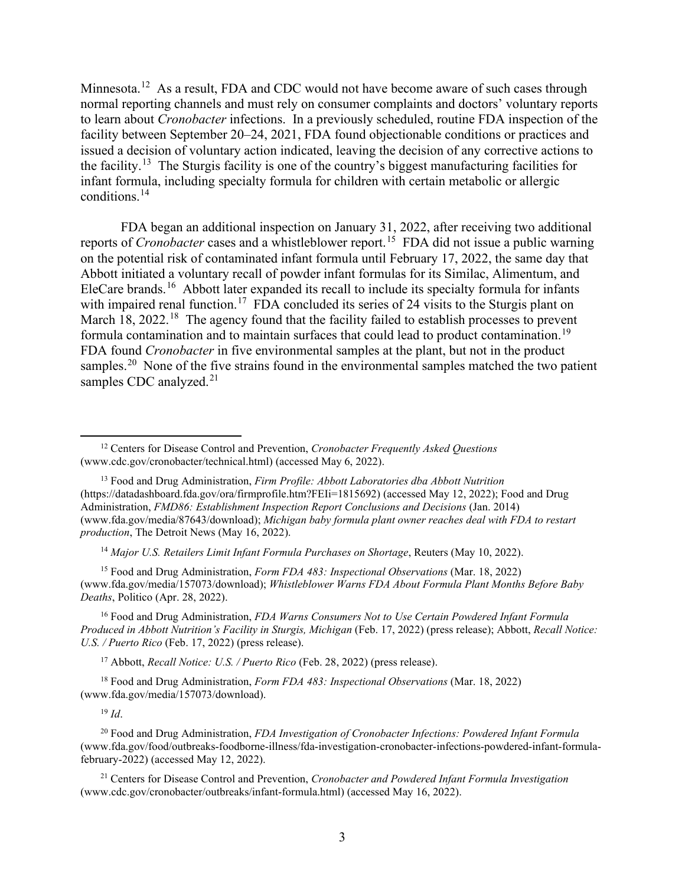Minnesota.[12] As a result, FDA and CDC would not have become aware of such cases through normal reporting channels and must rely on consumer complaints and doctors' voluntary reports to learn about *Cronobacter* infections. In a previously scheduled, routine FDA inspection of the facility between September 20–24, 2021, FDA found objectionable conditions or practices and issued a decision of voluntary action indicated, leaving the decision of any corrective actions to the facility.[13] The Sturgis facility is one of the country's biggest manufacturing facilities for infant formula, including specialty formula for children with certain metabolic or allergic conditions.[14]

FDA began an additional inspection on January 31, 2022, after receiving two additional reports of *Cronobacter* cases and a whistleblower report.[15] FDA did not issue a public warning on the potential risk of contaminated infant formula until February 17, 2022, the same day that Abbott initiated a voluntary recall of powder infant formulas for its Similac, Alimentum, and EleCare brands.[16] Abbott later expanded its recall to include its specialty formula for infants with impaired renal function.[17] FDA concluded its series of 24 visits to the Sturgis plant on March 18, 2022.[18] The agency found that the facility failed to establish processes to prevent formula contamination and to maintain surfaces that could lead to product contamination.[19] FDA found *Cronobacter* in five environmental samples at the plant, but not in the product samples.[20] None of the five strains found in the environmental samples matched the two patient samples CDC analyzed.[21]

---

[12] Centers for Disease Control and Prevention, *Cronobacter Frequently Asked Questions* (www.cdc.gov/cronobacter/technical.html) (accessed May 6, 2022).

[13] Food and Drug Administration, *Firm Profile: Abbott Laboratories dba Abbott Nutrition* (https://datadashboard.fda.gov/ora/firmprofile.htm?FEIi=1815692) (accessed May 12, 2022); Food and Drug Administration, *FMD86: Establishment Inspection Report Conclusions and Decisions* (Jan. 2014) (www.fda.gov/media/87643/download); *Michigan baby formula plant owner reaches deal with FDA to restart production*, The Detroit News (May 16, 2022).

[14] *Major U.S. Retailers Limit Infant Formula Purchases on Shortage*, Reuters (May 10, 2022).

[15] Food and Drug Administration, *Form FDA 483: Inspectional Observations* (Mar. 18, 2022) (www.fda.gov/media/157073/download); *Whistleblower Warns FDA About Formula Plant Months Before Baby Deaths*, Politico (Apr. 28, 2022).

[16] Food and Drug Administration, *FDA Warns Consumers Not to Use Certain Powdered Infant Formula Produced in Abbott Nutrition's Facility in Sturgis, Michigan* (Feb. 17, 2022) (press release); Abbott, *Recall Notice: U.S. / Puerto Rico* (Feb. 17, 2022) (press release).

[17] Abbott, *Recall Notice: U.S. / Puerto Rico* (Feb. 28, 2022) (press release).

[18] Food and Drug Administration, *Form FDA 483: Inspectional Observations* (Mar. 18, 2022) (www.fda.gov/media/157073/download).

[19] *Id*.

[20] Food and Drug Administration, *FDA Investigation of Cronobacter Infections: Powdered Infant Formula* (www.fda.gov/food/outbreaks-foodborne-illness/fda-investigation-cronobacter-infections-powdered-infant-formula-february-2022) (accessed May 12, 2022).

[21] Centers for Disease Control and Prevention, *Cronobacter and Powdered Infant Formula Investigation* (www.cdc.gov/cronobacter/outbreaks/infant-formula.html) (accessed May 16, 2022).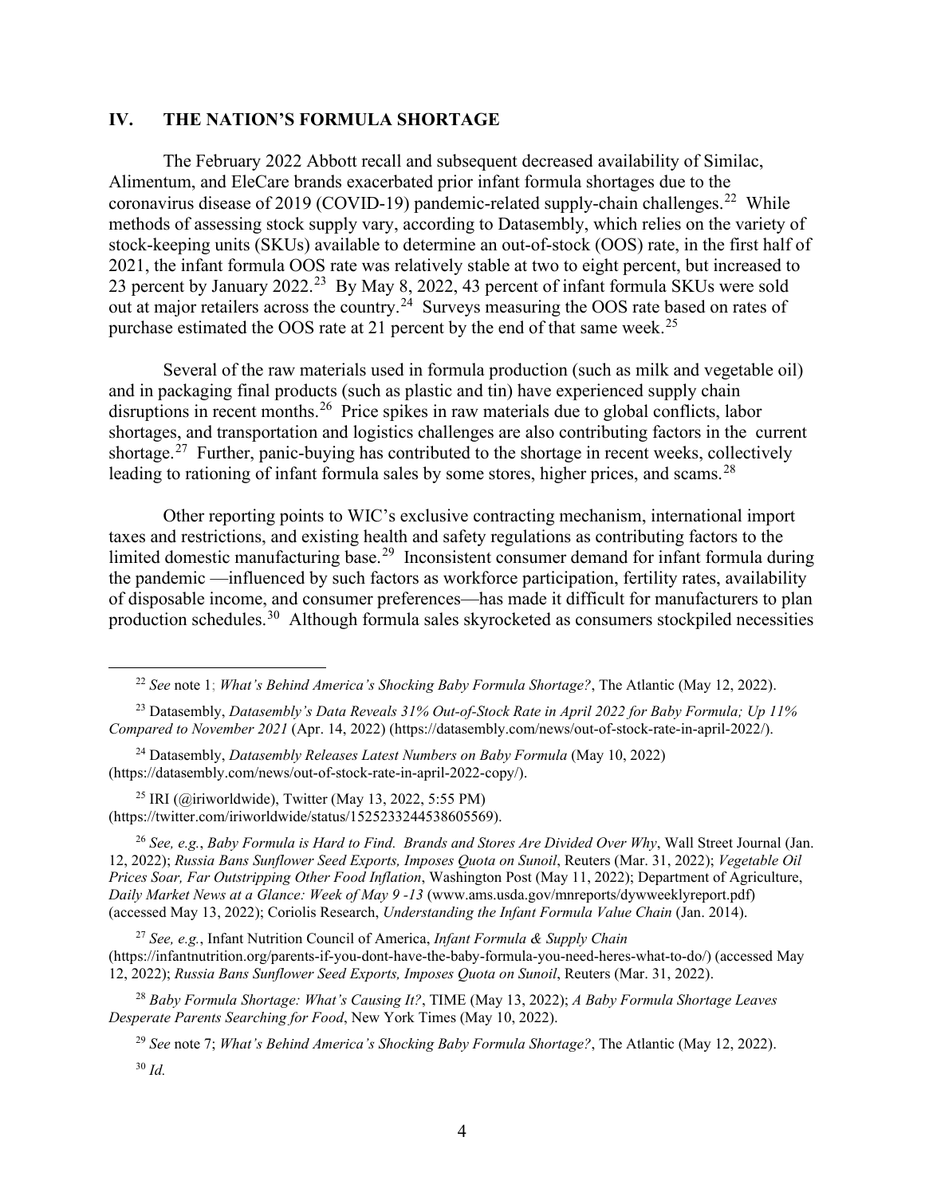## IV. THE NATION'S FORMULA SHORTAGE

The February 2022 Abbott recall and subsequent decreased availability of Similac, Alimentum, and EleCare brands exacerbated prior infant formula shortages due to the coronavirus disease of 2019 (COVID-19) pandemic-related supply-chain challenges.[22] While methods of assessing stock supply vary, according to Datasembly, which relies on the variety of stock-keeping units (SKUs) available to determine an out-of-stock (OOS) rate, in the first half of 2021, the infant formula OOS rate was relatively stable at two to eight percent, but increased to 23 percent by January 2022.[23] By May 8, 2022, 43 percent of infant formula SKUs were sold out at major retailers across the country.[24] Surveys measuring the OOS rate based on rates of purchase estimated the OOS rate at 21 percent by the end of that same week.[25]

Several of the raw materials used in formula production (such as milk and vegetable oil) and in packaging final products (such as plastic and tin) have experienced supply chain disruptions in recent months.[26] Price spikes in raw materials due to global conflicts, labor shortages, and transportation and logistics challenges are also contributing factors in the current shortage.[27] Further, panic-buying has contributed to the shortage in recent weeks, collectively leading to rationing of infant formula sales by some stores, higher prices, and scams.[28]

Other reporting points to WIC's exclusive contracting mechanism, international import taxes and restrictions, and existing health and safety regulations as contributing factors to the limited domestic manufacturing base.[29] Inconsistent consumer demand for infant formula during the pandemic —influenced by such factors as workforce participation, fertility rates, availability of disposable income, and consumer preferences—has made it difficult for manufacturers to plan production schedules.[30] Although formula sales skyrocketed as consumers stockpiled necessities

---

[22] *See* note 1; *What's Behind America's Shocking Baby Formula Shortage?*, The Atlantic (May 12, 2022).

[23] Datasembly, *Datasembly's Data Reveals 31% Out-of-Stock Rate in April 2022 for Baby Formula; Up 11% Compared to November 2021* (Apr. 14, 2022) (https://datasembly.com/news/out-of-stock-rate-in-april-2022/).

[24] Datasembly, *Datasembly Releases Latest Numbers on Baby Formula* (May 10, 2022) (https://datasembly.com/news/out-of-stock-rate-in-april-2022-copy/).

[25] IRI (@iriworldwide), Twitter (May 13, 2022, 5:55 PM) (https://twitter.com/iriworldwide/status/1525233244538605569).

[26] *See, e.g.*, *Baby Formula is Hard to Find. Brands and Stores Are Divided Over Why*, Wall Street Journal (Jan. 12, 2022); *Russia Bans Sunflower Seed Exports, Imposes Quota on Sunoil*, Reuters (Mar. 31, 2022); *Vegetable Oil Prices Soar, Far Outstripping Other Food Inflation*, Washington Post (May 11, 2022); Department of Agriculture, *Daily Market News at a Glance: Week of May 9 -13* (www.ams.usda.gov/mnreports/dywweeklyreport.pdf) (accessed May 13, 2022); Coriolis Research, *Understanding the Infant Formula Value Chain* (Jan. 2014).

[27] *See, e.g.*, Infant Nutrition Council of America, *Infant Formula & Supply Chain* (https://infantnutrition.org/parents-if-you-dont-have-the-baby-formula-you-need-heres-what-to-do/) (accessed May 12, 2022); *Russia Bans Sunflower Seed Exports, Imposes Quota on Sunoil*, Reuters (Mar. 31, 2022).

[28] *Baby Formula Shortage: What's Causing It?*, TIME (May 13, 2022); *A Baby Formula Shortage Leaves Desperate Parents Searching for Food*, New York Times (May 10, 2022).

[29] *See* note 7; *What's Behind America's Shocking Baby Formula Shortage?*, The Atlantic (May 12, 2022).

[30] *Id.*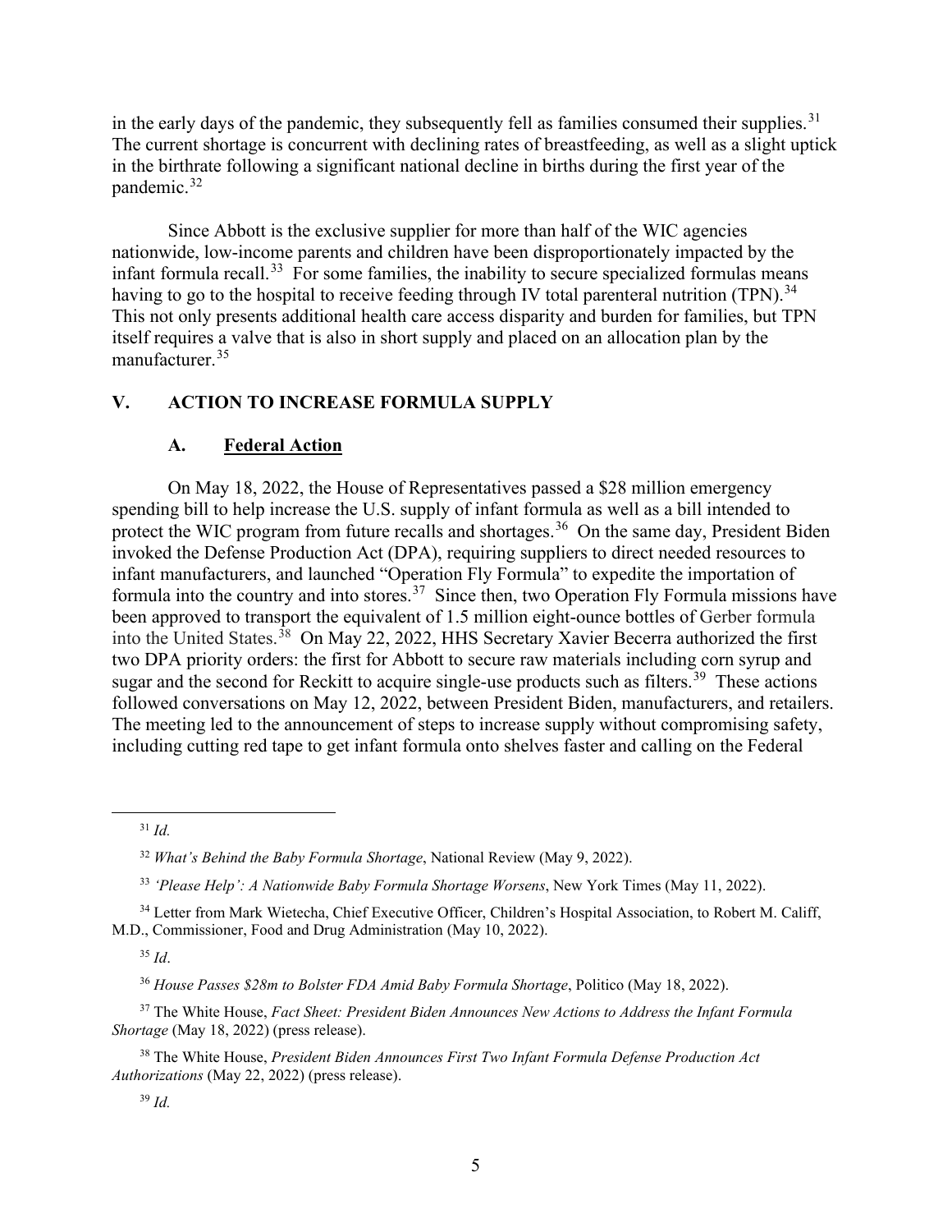in the early days of the pandemic, they subsequently fell as families consumed their supplies.[31] The current shortage is concurrent with declining rates of breastfeeding, as well as a slight uptick in the birthrate following a significant national decline in births during the first year of the pandemic.[32]

Since Abbott is the exclusive supplier for more than half of the WIC agencies nationwide, low-income parents and children have been disproportionately impacted by the infant formula recall.[33] For some families, the inability to secure specialized formulas means having to go to the hospital to receive feeding through IV total parenteral nutrition (TPN).[34] This not only presents additional health care access disparity and burden for families, but TPN itself requires a valve that is also in short supply and placed on an allocation plan by the manufacturer.[35]

## V. ACTION TO INCREASE FORMULA SUPPLY

### A. Federal Action

On May 18, 2022, the House of Representatives passed a $28 million emergency spending bill to help increase the U.S. supply of infant formula as well as a bill intended to protect the WIC program from future recalls and shortages.[36] On the same day, President Biden invoked the Defense Production Act (DPA), requiring suppliers to direct needed resources to infant manufacturers, and launched "Operation Fly Formula" to expedite the importation of formula into the country and into stores.[37] Since then, two Operation Fly Formula missions have been approved to transport the equivalent of 1.5 million eight-ounce bottles of Gerber formula into the United States.[38] On May 22, 2022, HHS Secretary Xavier Becerra authorized the first two DPA priority orders: the first for Abbott to secure raw materials including corn syrup and sugar and the second for Reckitt to acquire single-use products such as filters.[39] These actions followed conversations on May 12, 2022, between President Biden, manufacturers, and retailers. The meeting led to the announcement of steps to increase supply without compromising safety, including cutting red tape to get infant formula onto shelves faster and calling on the Federal

---

[31] *Id.*

[32] *What's Behind the Baby Formula Shortage*, National Review (May 9, 2022).

[33] *'Please Help': A Nationwide Baby Formula Shortage Worsens*, New York Times (May 11, 2022).

[34] Letter from Mark Wietecha, Chief Executive Officer, Children's Hospital Association, to Robert M. Califf, M.D., Commissioner, Food and Drug Administration (May 10, 2022).

[35] *Id*.

[36] *House Passes $28m to Bolster FDA Amid Baby Formula Shortage*, Politico (May 18, 2022).

[37] The White House, *Fact Sheet: President Biden Announces New Actions to Address the Infant Formula Shortage* (May 18, 2022) (press release).

[38] The White House, *President Biden Announces First Two Infant Formula Defense Production Act Authorizations* (May 22, 2022) (press release).

[39] *Id.*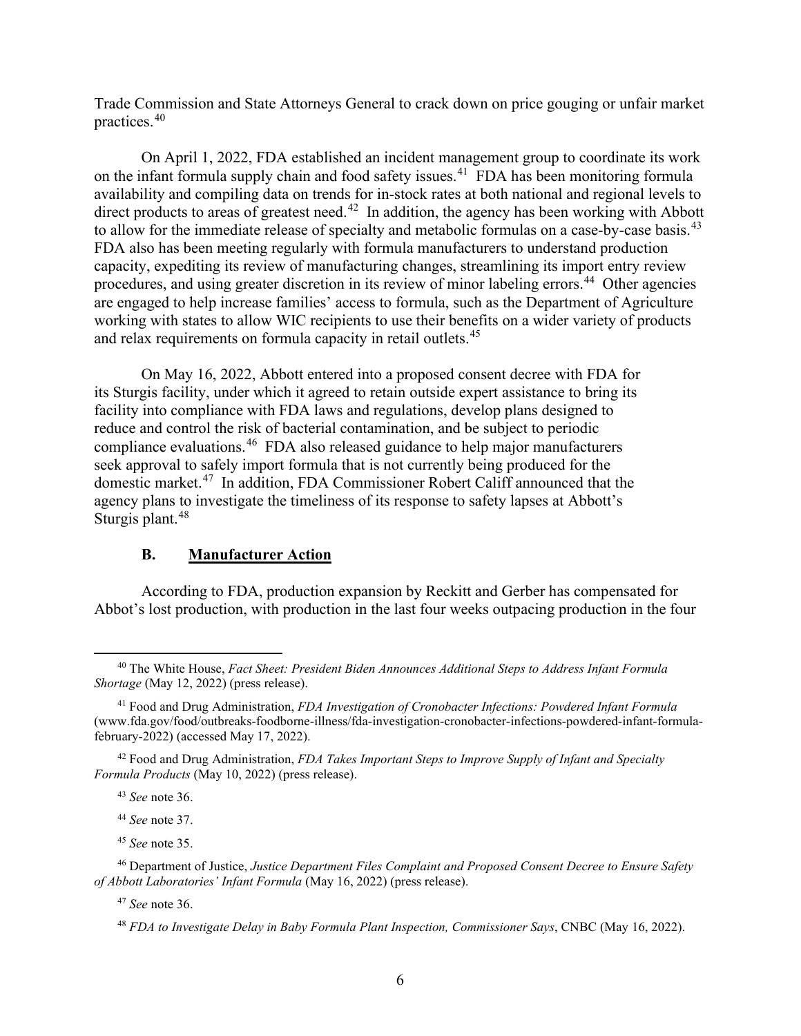Trade Commission and State Attorneys General to crack down on price gouging or unfair market practices.[40]

On April 1, 2022, FDA established an incident management group to coordinate its work on the infant formula supply chain and food safety issues.[41] FDA has been monitoring formula availability and compiling data on trends for in-stock rates at both national and regional levels to direct products to areas of greatest need.[42] In addition, the agency has been working with Abbott to allow for the immediate release of specialty and metabolic formulas on a case-by-case basis.[43] FDA also has been meeting regularly with formula manufacturers to understand production capacity, expediting its review of manufacturing changes, streamlining its import entry review procedures, and using greater discretion in its review of minor labeling errors.[44] Other agencies are engaged to help increase families' access to formula, such as the Department of Agriculture working with states to allow WIC recipients to use their benefits on a wider variety of products and relax requirements on formula capacity in retail outlets.[45]

On May 16, 2022, Abbott entered into a proposed consent decree with FDA for its Sturgis facility, under which it agreed to retain outside expert assistance to bring its facility into compliance with FDA laws and regulations, develop plans designed to reduce and control the risk of bacterial contamination, and be subject to periodic compliance evaluations.[46] FDA also released guidance to help major manufacturers seek approval to safely import formula that is not currently being produced for the domestic market.[47] In addition, FDA Commissioner Robert Califf announced that the agency plans to investigate the timeliness of its response to safety lapses at Abbott's Sturgis plant.[48]

### B. Manufacturer Action

According to FDA, production expansion by Reckitt and Gerber has compensated for Abbot's lost production, with production in the last four weeks outpacing production in the four

---

[40] The White House, *Fact Sheet: President Biden Announces Additional Steps to Address Infant Formula Shortage* (May 12, 2022) (press release).

[41] Food and Drug Administration, *FDA Investigation of Cronobacter Infections: Powdered Infant Formula* (www.fda.gov/food/outbreaks-foodborne-illness/fda-investigation-cronobacter-infections-powdered-infant-formula-february-2022) (accessed May 17, 2022).

[42] Food and Drug Administration, *FDA Takes Important Steps to Improve Supply of Infant and Specialty Formula Products* (May 10, 2022) (press release).

[43] *See* note 36.

[44] *See* note 37.

[45] *See* note 35.

[46] Department of Justice, *Justice Department Files Complaint and Proposed Consent Decree to Ensure Safety of Abbott Laboratories' Infant Formula* (May 16, 2022) (press release).

[47] *See* note 36.

[48] *FDA to Investigate Delay in Baby Formula Plant Inspection, Commissioner Says*, CNBC (May 16, 2022).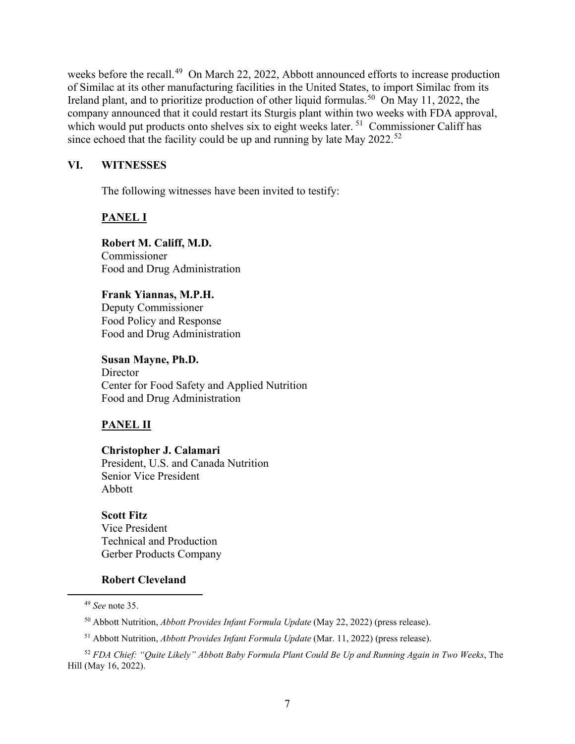weeks before the recall.[49] On March 22, 2022, Abbott announced efforts to increase production of Similac at its other manufacturing facilities in the United States, to import Similac from its Ireland plant, and to prioritize production of other liquid formulas.[50] On May 11, 2022, the company announced that it could restart its Sturgis plant within two weeks with FDA approval, which would put products onto shelves six to eight weeks later.[51] Commissioner Califf has since echoed that the facility could be up and running by late May 2022.[52]

## VI. WITNESSES

The following witnesses have been invited to testify:

**PANEL I**

**Robert M. Califf, M.D.**
Commissioner
Food and Drug Administration

**Frank Yiannas, M.P.H.**
Deputy Commissioner
Food Policy and Response
Food and Drug Administration

**Susan Mayne, Ph.D.**
Director
Center for Food Safety and Applied Nutrition
Food and Drug Administration

**PANEL II**

**Christopher J. Calamari**
President, U.S. and Canada Nutrition
Senior Vice President
Abbott

**Scott Fitz**
Vice President
Technical and Production
Gerber Products Company

**Robert Cleveland**

---

[49] *See* note 35.

[50] Abbott Nutrition, *Abbott Provides Infant Formula Update* (May 22, 2022) (press release).

[51] Abbott Nutrition, *Abbott Provides Infant Formula Update* (Mar. 11, 2022) (press release).

[52] *FDA Chief: "Quite Likely" Abbott Baby Formula Plant Could Be Up and Running Again in Two Weeks*, The Hill (May 16, 2022).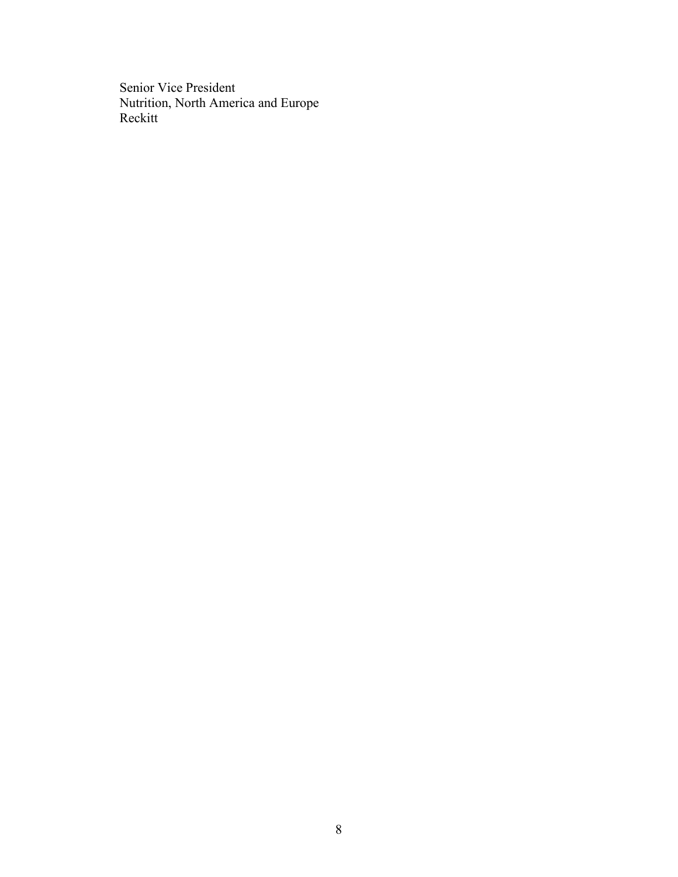Senior Vice President
Nutrition, North America and Europe
Reckitt